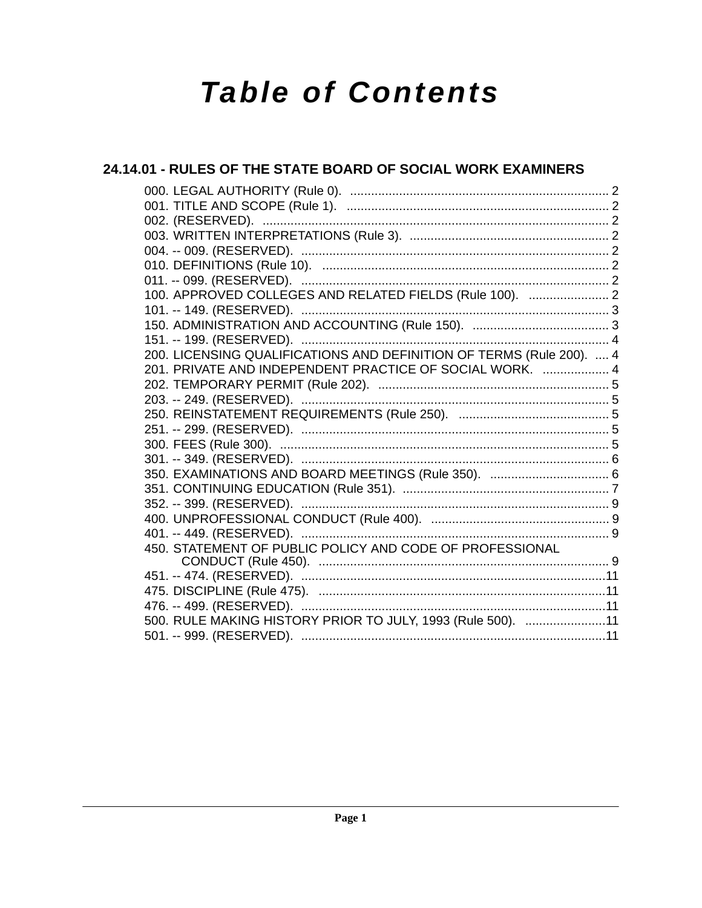# Table of Contents

## 24.14.01 - RULES OF THE STATE BOARD OF SOCIAL WORK EXAMINERS

000. LEGAL AUTHORITY (Rule 0). .......... 2
001. TITLE AND SCOPE (Rule 1). .......... 2
002. (RESERVED). .......... 2
003. WRITTEN INTERPRETATIONS (Rule 3). .......... 2
004. -- 009. (RESERVED). .......... 2
010. DEFINITIONS (Rule 10). .......... 2
011. -- 099. (RESERVED). .......... 2
100. APPROVED COLLEGES AND RELATED FIELDS (Rule 100). .......... 2
101. -- 149. (RESERVED). .......... 3
150. ADMINISTRATION AND ACCOUNTING (Rule 150). .......... 3
151. -- 199. (RESERVED). .......... 4
200. LICENSING QUALIFICATIONS AND DEFINITION OF TERMS (Rule 200). .......... 4
201. PRIVATE AND INDEPENDENT PRACTICE OF SOCIAL WORK. .......... 4
202. TEMPORARY PERMIT (Rule 202). .......... 5
203. -- 249. (RESERVED). .......... 5
250. REINSTATEMENT REQUIREMENTS (Rule 250). .......... 5
251. -- 299. (RESERVED). .......... 5
300. FEES (Rule 300). .......... 5
301. -- 349. (RESERVED). .......... 6
350. EXAMINATIONS AND BOARD MEETINGS (Rule 350). .......... 6
351. CONTINUING EDUCATION (Rule 351). .......... 7
352. -- 399. (RESERVED). .......... 9
400. UNPROFESSIONAL CONDUCT (Rule 400). .......... 9
401. -- 449. (RESERVED). .......... 9
450. STATEMENT OF PUBLIC POLICY AND CODE OF PROFESSIONAL CONDUCT (Rule 450). .......... 9
451. -- 474. (RESERVED). .......... 11
475. DISCIPLINE (Rule 475). .......... 11
476. -- 499. (RESERVED). .......... 11
500. RULE MAKING HISTORY PRIOR TO JULY, 1993 (Rule 500). .......... 11
501. -- 999. (RESERVED). .......... 11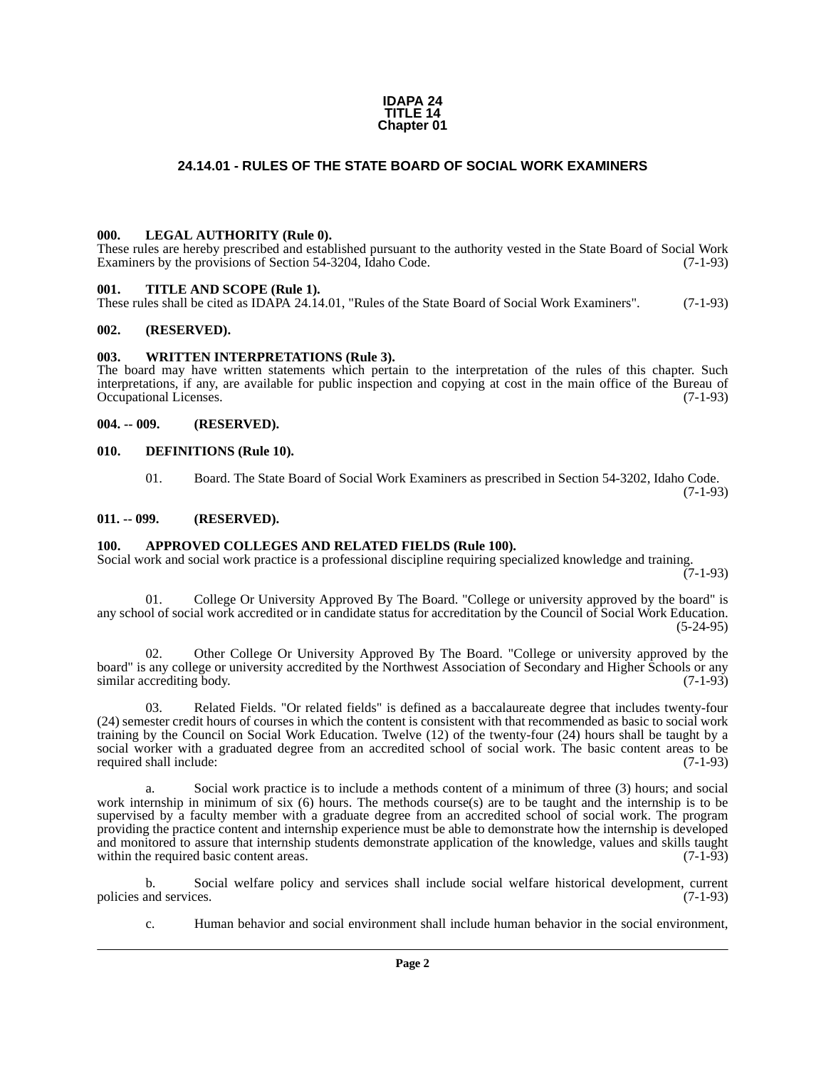# IDAPA 24
# TITLE 14
# Chapter 01

## 24.14.01 - RULES OF THE STATE BOARD OF SOCIAL WORK EXAMINERS

**000. LEGAL AUTHORITY (Rule 0).**
These rules are hereby prescribed and established pursuant to the authority vested in the State Board of Social Work Examiners by the provisions of Section 54-3204, Idaho Code. (7-1-93)

**001. TITLE AND SCOPE (Rule 1).**
These rules shall be cited as IDAPA 24.14.01, "Rules of the State Board of Social Work Examiners". (7-1-93)

**002. (RESERVED).**

**003. WRITTEN INTERPRETATIONS (Rule 3).**
The board may have written statements which pertain to the interpretation of the rules of this chapter. Such interpretations, if any, are available for public inspection and copying at cost in the main office of the Bureau of Occupational Licenses. (7-1-93)

**004. -- 009. (RESERVED).**

**010. DEFINITIONS (Rule 10).**

01. Board. The State Board of Social Work Examiners as prescribed in Section 54-3202, Idaho Code. (7-1-93)

**011. -- 099. (RESERVED).**

**100. APPROVED COLLEGES AND RELATED FIELDS (Rule 100).**
Social work and social work practice is a professional discipline requiring specialized knowledge and training. (7-1-93)

01. College Or University Approved By The Board. "College or university approved by the board" is any school of social work accredited or in candidate status for accreditation by the Council of Social Work Education. (5-24-95)

02. Other College Or University Approved By The Board. "College or university approved by the board" is any college or university accredited by the Northwest Association of Secondary and Higher Schools or any similar accrediting body. (7-1-93)

03. Related Fields. "Or related fields" is defined as a baccalaureate degree that includes twenty-four (24) semester credit hours of courses in which the content is consistent with that recommended as basic to social work training by the Council on Social Work Education. Twelve (12) of the twenty-four (24) hours shall be taught by a social worker with a graduated degree from an accredited school of social work. The basic content areas to be required shall include: (7-1-93)

a. Social work practice is to include a methods content of a minimum of three (3) hours; and social work internship in minimum of six (6) hours. The methods course(s) are to be taught and the internship is to be supervised by a faculty member with a graduate degree from an accredited school of social work. The program providing the practice content and internship experience must be able to demonstrate how the internship is developed and monitored to assure that internship students demonstrate application of the knowledge, values and skills taught within the required basic content areas. (7-1-93)

b. Social welfare policy and services shall include social welfare historical development, current policies and services. (7-1-93)

c. Human behavior and social environment shall include human behavior in the social environment,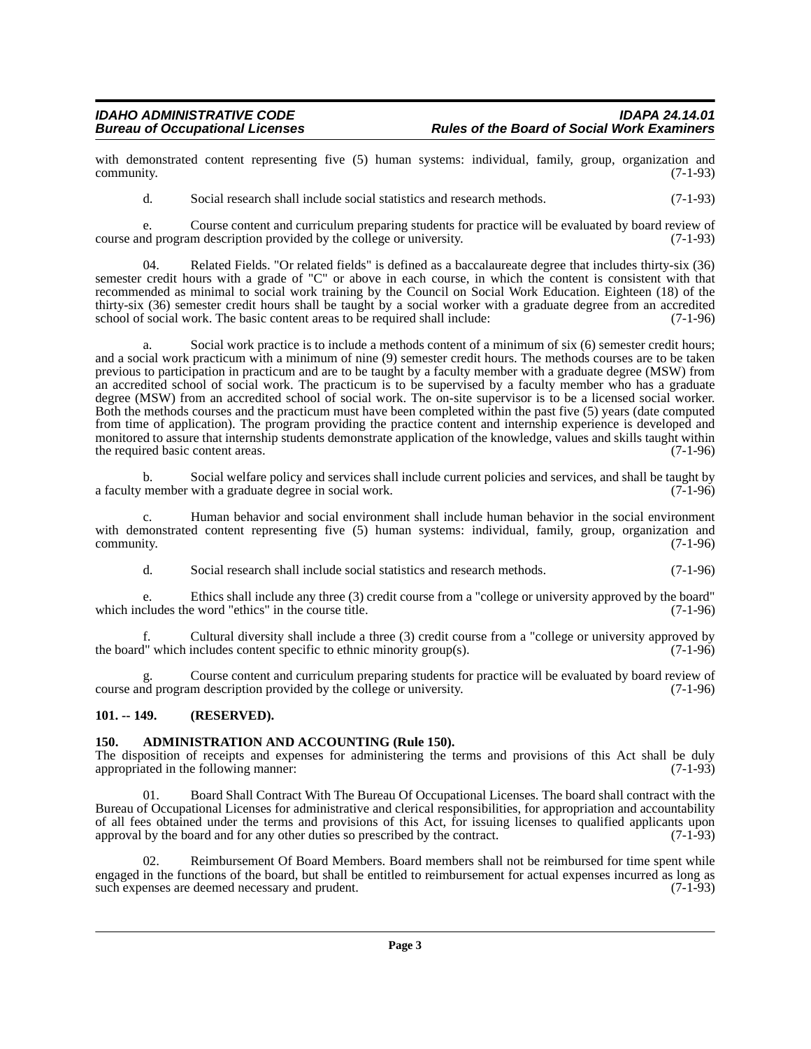with demonstrated content representing five (5) human systems: individual, family, group, organization and community. (7-1-93)

d. Social research shall include social statistics and research methods. (7-1-93)

e. Course content and curriculum preparing students for practice will be evaluated by board review of course and program description provided by the college or university. (7-1-93)

04. Related Fields. "Or related fields" is defined as a baccalaureate degree that includes thirty-six (36) semester credit hours with a grade of "C" or above in each course, in which the content is consistent with that recommended as minimal to social work training by the Council on Social Work Education. Eighteen (18) of the thirty-six (36) semester credit hours shall be taught by a social worker with a graduate degree from an accredited school of social work. The basic content areas to be required shall include: (7-1-96)

a. Social work practice is to include a methods content of a minimum of six (6) semester credit hours; and a social work practicum with a minimum of nine (9) semester credit hours. The methods courses are to be taken previous to participation in practicum and are to be taught by a faculty member with a graduate degree (MSW) from an accredited school of social work. The practicum is to be supervised by a faculty member who has a graduate degree (MSW) from an accredited school of social work. The on-site supervisor is to be a licensed social worker. Both the methods courses and the practicum must have been completed within the past five (5) years (date computed from time of application). The program providing the practice content and internship experience is developed and monitored to assure that internship students demonstrate application of the knowledge, values and skills taught within the required basic content areas. (7-1-96)

b. Social welfare policy and services shall include current policies and services, and shall be taught by a faculty member with a graduate degree in social work. (7-1-96)

c. Human behavior and social environment shall include human behavior in the social environment with demonstrated content representing five (5) human systems: individual, family, group, organization and community. (7-1-96)

d. Social research shall include social statistics and research methods. (7-1-96)

e. Ethics shall include any three (3) credit course from a "college or university approved by the board" which includes the word "ethics" in the course title. (7-1-96)

f. Cultural diversity shall include a three (3) credit course from a "college or university approved by the board" which includes content specific to ethnic minority group(s). (7-1-96)

g. Course content and curriculum preparing students for practice will be evaluated by board review of course and program description provided by the college or university. (7-1-96)

### 101. -- 149. (RESERVED).

### 150. ADMINISTRATION AND ACCOUNTING (Rule 150).

The disposition of receipts and expenses for administering the terms and provisions of this Act shall be duly appropriated in the following manner: (7-1-93)

01. Board Shall Contract With The Bureau Of Occupational Licenses. The board shall contract with the Bureau of Occupational Licenses for administrative and clerical responsibilities, for appropriation and accountability of all fees obtained under the terms and provisions of this Act, for issuing licenses to qualified applicants upon approval by the board and for any other duties so prescribed by the contract. (7-1-93)

02. Reimbursement Of Board Members. Board members shall not be reimbursed for time spent while engaged in the functions of the board, but shall be entitled to reimbursement for actual expenses incurred as long as such expenses are deemed necessary and prudent. (7-1-93)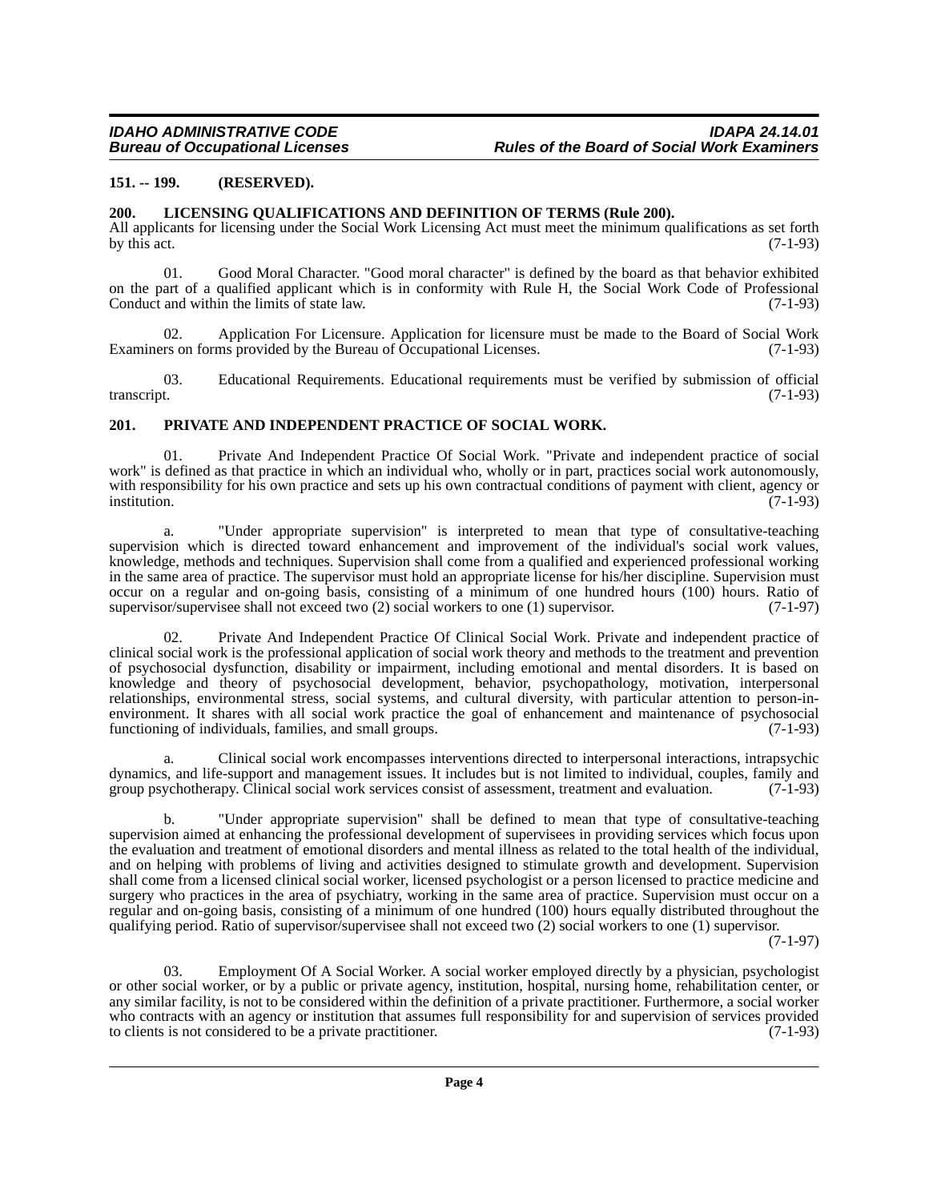**151. -- 199. (RESERVED).**

**200. LICENSING QUALIFICATIONS AND DEFINITION OF TERMS (Rule 200).**

All applicants for licensing under the Social Work Licensing Act must meet the minimum qualifications as set forth by this act. (7-1-93)

01. Good Moral Character. "Good moral character" is defined by the board as that behavior exhibited on the part of a qualified applicant which is in conformity with Rule H, the Social Work Code of Professional Conduct and within the limits of state law. (7-1-93)

02. Application For Licensure. Application for licensure must be made to the Board of Social Work Examiners on forms provided by the Bureau of Occupational Licenses. (7-1-93)

03. Educational Requirements. Educational requirements must be verified by submission of official transcript. (7-1-93)

**201. PRIVATE AND INDEPENDENT PRACTICE OF SOCIAL WORK.**

01. Private And Independent Practice Of Social Work. "Private and independent practice of social work" is defined as that practice in which an individual who, wholly or in part, practices social work autonomously, with responsibility for his own practice and sets up his own contractual conditions of payment with client, agency or institution. (7-1-93)

a. "Under appropriate supervision" is interpreted to mean that type of consultative-teaching supervision which is directed toward enhancement and improvement of the individual's social work values, knowledge, methods and techniques. Supervision shall come from a qualified and experienced professional working in the same area of practice. The supervisor must hold an appropriate license for his/her discipline. Supervision must occur on a regular and on-going basis, consisting of a minimum of one hundred hours (100) hours. Ratio of supervisor/supervisee shall not exceed two (2) social workers to one (1) supervisor. (7-1-97)

02. Private And Independent Practice Of Clinical Social Work. Private and independent practice of clinical social work is the professional application of social work theory and methods to the treatment and prevention of psychosocial dysfunction, disability or impairment, including emotional and mental disorders. It is based on knowledge and theory of psychosocial development, behavior, psychopathology, motivation, interpersonal relationships, environmental stress, social systems, and cultural diversity, with particular attention to person-in-environment. It shares with all social work practice the goal of enhancement and maintenance of psychosocial functioning of individuals, families, and small groups. (7-1-93)

a. Clinical social work encompasses interventions directed to interpersonal interactions, intrapsychic dynamics, and life-support and management issues. It includes but is not limited to individual, couples, family and group psychotherapy. Clinical social work services consist of assessment, treatment and evaluation. (7-1-93)

b. "Under appropriate supervision" shall be defined to mean that type of consultative-teaching supervision aimed at enhancing the professional development of supervisees in providing services which focus upon the evaluation and treatment of emotional disorders and mental illness as related to the total health of the individual, and on helping with problems of living and activities designed to stimulate growth and development. Supervision shall come from a licensed clinical social worker, licensed psychologist or a person licensed to practice medicine and surgery who practices in the area of psychiatry, working in the same area of practice. Supervision must occur on a regular and on-going basis, consisting of a minimum of one hundred (100) hours equally distributed throughout the qualifying period. Ratio of supervisor/supervisee shall not exceed two (2) social workers to one (1) supervisor. (7-1-97)

03. Employment Of A Social Worker. A social worker employed directly by a physician, psychologist or other social worker, or by a public or private agency, institution, hospital, nursing home, rehabilitation center, or any similar facility, is not to be considered within the definition of a private practitioner. Furthermore, a social worker who contracts with an agency or institution that assumes full responsibility for and supervision of services provided to clients is not considered to be a private practitioner. (7-1-93)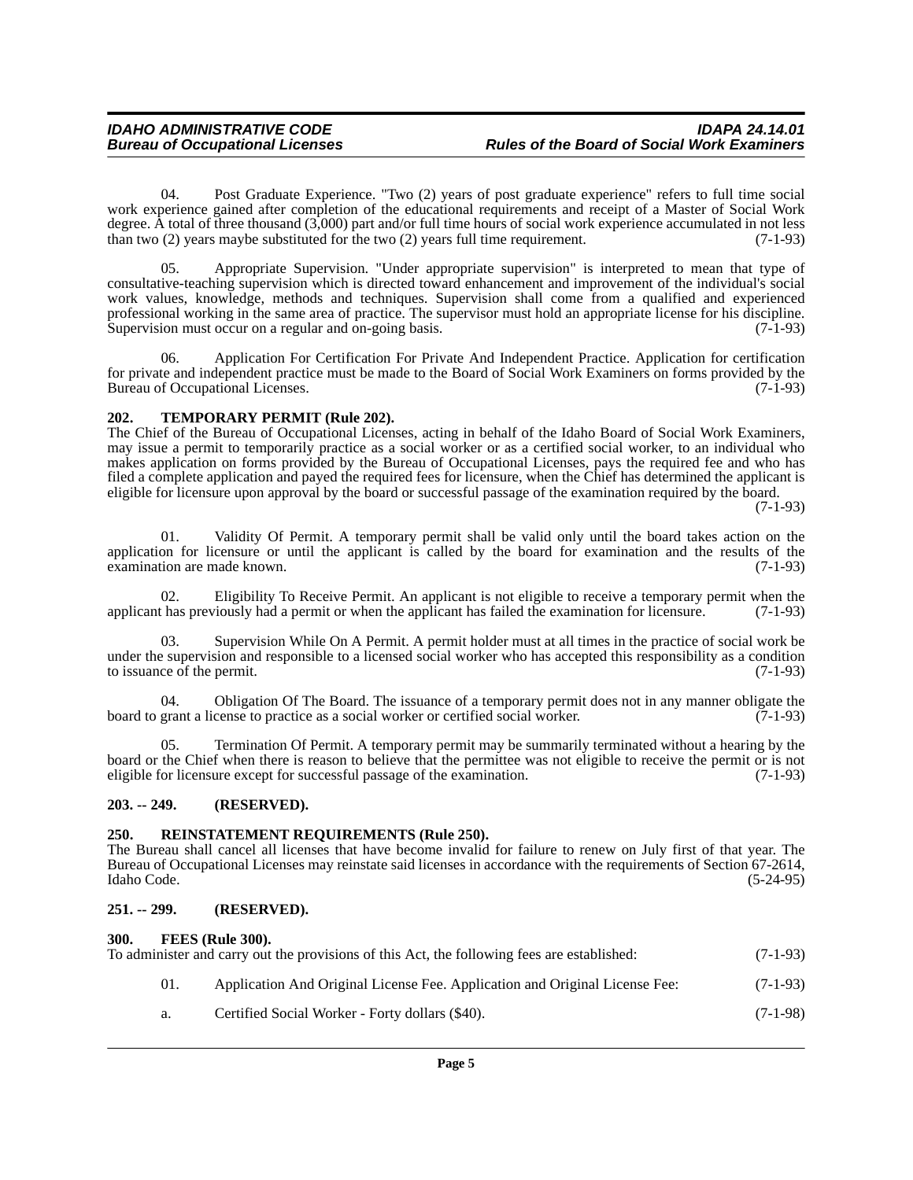04. Post Graduate Experience. "Two (2) years of post graduate experience" refers to full time social work experience gained after completion of the educational requirements and receipt of a Master of Social Work degree. A total of three thousand (3,000) part and/or full time hours of social work experience accumulated in not less than two (2) years maybe substituted for the two (2) years full time requirement. (7-1-93)

05. Appropriate Supervision. "Under appropriate supervision" is interpreted to mean that type of consultative-teaching supervision which is directed toward enhancement and improvement of the individual's social work values, knowledge, methods and techniques. Supervision shall come from a qualified and experienced professional working in the same area of practice. The supervisor must hold an appropriate license for his discipline. Supervision must occur on a regular and on-going basis. (7-1-93)

06. Application For Certification For Private And Independent Practice. Application for certification for private and independent practice must be made to the Board of Social Work Examiners on forms provided by the Bureau of Occupational Licenses. (7-1-93)

**202. TEMPORARY PERMIT (Rule 202).**

The Chief of the Bureau of Occupational Licenses, acting in behalf of the Idaho Board of Social Work Examiners, may issue a permit to temporarily practice as a social worker or as a certified social worker, to an individual who makes application on forms provided by the Bureau of Occupational Licenses, pays the required fee and who has filed a complete application and payed the required fees for licensure, when the Chief has determined the applicant is eligible for licensure upon approval by the board or successful passage of the examination required by the board. (7-1-93)

01. Validity Of Permit. A temporary permit shall be valid only until the board takes action on the application for licensure or until the applicant is called by the board for examination and the results of the examination are made known. (7-1-93)

02. Eligibility To Receive Permit. An applicant is not eligible to receive a temporary permit when the applicant has previously had a permit or when the applicant has failed the examination for licensure. (7-1-93)

03. Supervision While On A Permit. A permit holder must at all times in the practice of social work be under the supervision and responsible to a licensed social worker who has accepted this responsibility as a condition to issuance of the permit. (7-1-93)

04. Obligation Of The Board. The issuance of a temporary permit does not in any manner obligate the board to grant a license to practice as a social worker or certified social worker. (7-1-93)

05. Termination Of Permit. A temporary permit may be summarily terminated without a hearing by the board or the Chief when there is reason to believe that the permittee was not eligible to receive the permit or is not eligible for licensure except for successful passage of the examination. (7-1-93)

**203. -- 249. (RESERVED).**

**250. REINSTATEMENT REQUIREMENTS (Rule 250).**

The Bureau shall cancel all licenses that have become invalid for failure to renew on July first of that year. The Bureau of Occupational Licenses may reinstate said licenses in accordance with the requirements of Section 67-2614, Idaho Code. (5-24-95)

**251. -- 299. (RESERVED).**

**300. FEES (Rule 300).**

To administer and carry out the provisions of this Act, the following fees are established: (7-1-93)

01. Application And Original License Fee. Application and Original License Fee: (7-1-93)

a. Certified Social Worker - Forty dollars ($40). (7-1-98)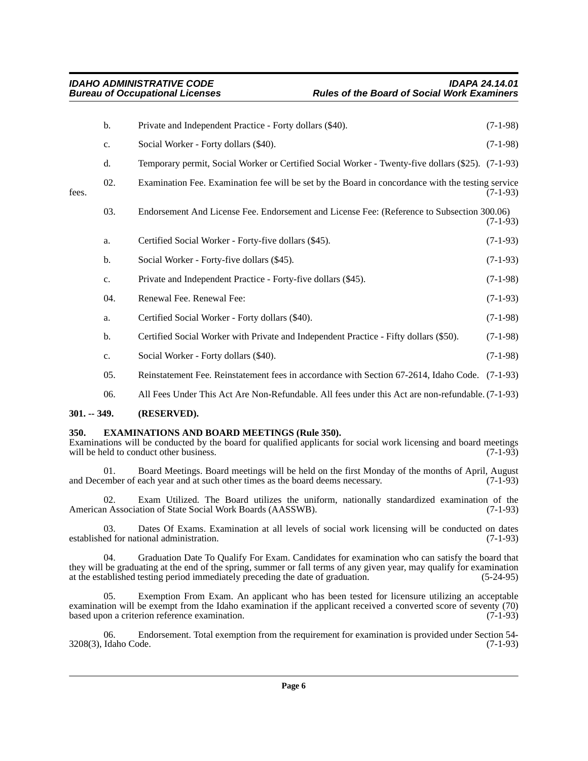b. Private and Independent Practice - Forty dollars ($40). (7-1-98)

c. Social Worker - Forty dollars ($40). (7-1-98)

d. Temporary permit, Social Worker or Certified Social Worker - Twenty-five dollars ($25). (7-1-93)

02. Examination Fee. Examination fee will be set by the Board in concordance with the testing service fees. (7-1-93)

03. Endorsement And License Fee. Endorsement and License Fee: (Reference to Subsection 300.06) (7-1-93)

a. Certified Social Worker - Forty-five dollars ($45). (7-1-93)

b. Social Worker - Forty-five dollars ($45). (7-1-93)

c. Private and Independent Practice - Forty-five dollars ($45). (7-1-98)

04. Renewal Fee. Renewal Fee: (7-1-93)

a. Certified Social Worker - Forty dollars ($40). (7-1-98)

b. Certified Social Worker with Private and Independent Practice - Fifty dollars ($50). (7-1-98)

c. Social Worker - Forty dollars ($40). (7-1-98)

05. Reinstatement Fee. Reinstatement fees in accordance with Section 67-2614, Idaho Code. (7-1-93)

06. All Fees Under This Act Are Non-Refundable. All fees under this Act are non-refundable. (7-1-93)

**301. -- 349. (RESERVED).**

**350. EXAMINATIONS AND BOARD MEETINGS (Rule 350).**

Examinations will be conducted by the board for qualified applicants for social work licensing and board meetings will be held to conduct other business. (7-1-93)

01. Board Meetings. Board meetings will be held on the first Monday of the months of April, August and December of each year and at such other times as the board deems necessary. (7-1-93)

02. Exam Utilized. The Board utilizes the uniform, nationally standardized examination of the American Association of State Social Work Boards (AASSWB). (7-1-93)

03. Dates Of Exams. Examination at all levels of social work licensing will be conducted on dates established for national administration. (7-1-93)

04. Graduation Date To Qualify For Exam. Candidates for examination who can satisfy the board that they will be graduating at the end of the spring, summer or fall terms of any given year, may qualify for examination at the established testing period immediately preceding the date of graduation. (5-24-95)

05. Exemption From Exam. An applicant who has been tested for licensure utilizing an acceptable examination will be exempt from the Idaho examination if the applicant received a converted score of seventy (70) based upon a criterion reference examination. (7-1-93)

06. Endorsement. Total exemption from the requirement for examination is provided under Section 54-3208(3), Idaho Code. (7-1-93)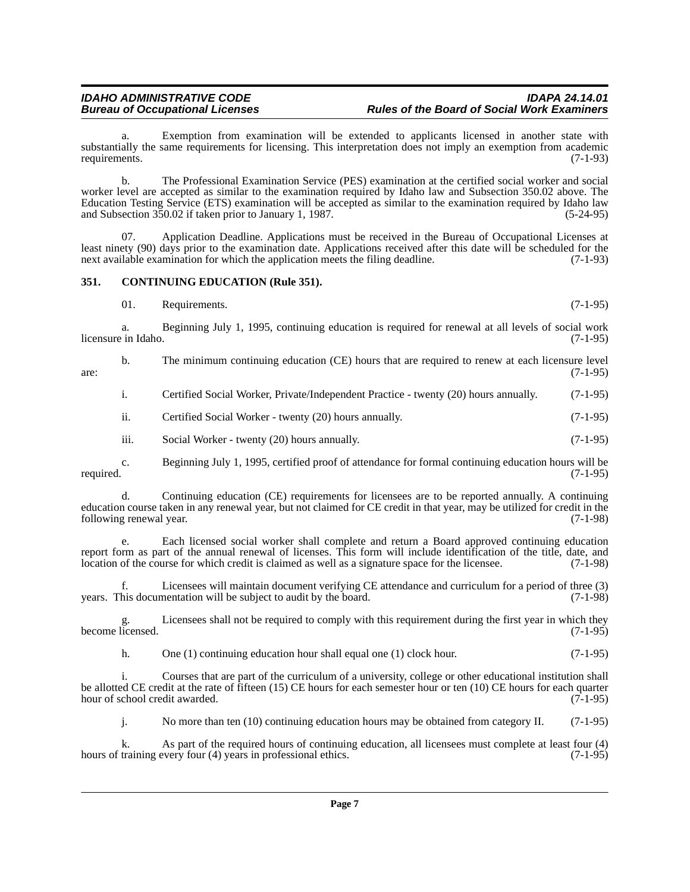a. Exemption from examination will be extended to applicants licensed in another state with substantially the same requirements for licensing. This interpretation does not imply an exemption from academic requirements. (7-1-93)

b. The Professional Examination Service (PES) examination at the certified social worker and social worker level are accepted as similar to the examination required by Idaho law and Subsection 350.02 above. The Education Testing Service (ETS) examination will be accepted as similar to the examination required by Idaho law and Subsection 350.02 if taken prior to January 1, 1987. (5-24-95)

07. Application Deadline. Applications must be received in the Bureau of Occupational Licenses at least ninety (90) days prior to the examination date. Applications received after this date will be scheduled for the next available examination for which the application meets the filing deadline. (7-1-93)

## 351. CONTINUING EDUCATION (Rule 351).

01. Requirements. (7-1-95)

a. Beginning July 1, 1995, continuing education is required for renewal at all levels of social work licensure in Idaho. (7-1-95)

b. The minimum continuing education (CE) hours that are required to renew at each licensure level are: (7-1-95)

i. Certified Social Worker, Private/Independent Practice - twenty (20) hours annually. (7-1-95)

ii. Certified Social Worker - twenty (20) hours annually. (7-1-95)

iii. Social Worker - twenty (20) hours annually. (7-1-95)

c. Beginning July 1, 1995, certified proof of attendance for formal continuing education hours will be required. (7-1-95)

d. Continuing education (CE) requirements for licensees are to be reported annually. A continuing education course taken in any renewal year, but not claimed for CE credit in that year, may be utilized for credit in the following renewal year. (7-1-98)

e. Each licensed social worker shall complete and return a Board approved continuing education report form as part of the annual renewal of licenses. This form will include identification of the title, date, and location of the course for which credit is claimed as well as a signature space for the licensee. (7-1-98)

f. Licensees will maintain document verifying CE attendance and curriculum for a period of three (3) years. This documentation will be subject to audit by the board. (7-1-98)

g. Licensees shall not be required to comply with this requirement during the first year in which they become licensed. (7-1-95)

h. One (1) continuing education hour shall equal one (1) clock hour. (7-1-95)

i. Courses that are part of the curriculum of a university, college or other educational institution shall be allotted CE credit at the rate of fifteen (15) CE hours for each semester hour or ten (10) CE hours for each quarter hour of school credit awarded. (7-1-95)

j. No more than ten (10) continuing education hours may be obtained from category II. (7-1-95)

k. As part of the required hours of continuing education, all licensees must complete at least four (4) hours of training every four (4) years in professional ethics. (7-1-95)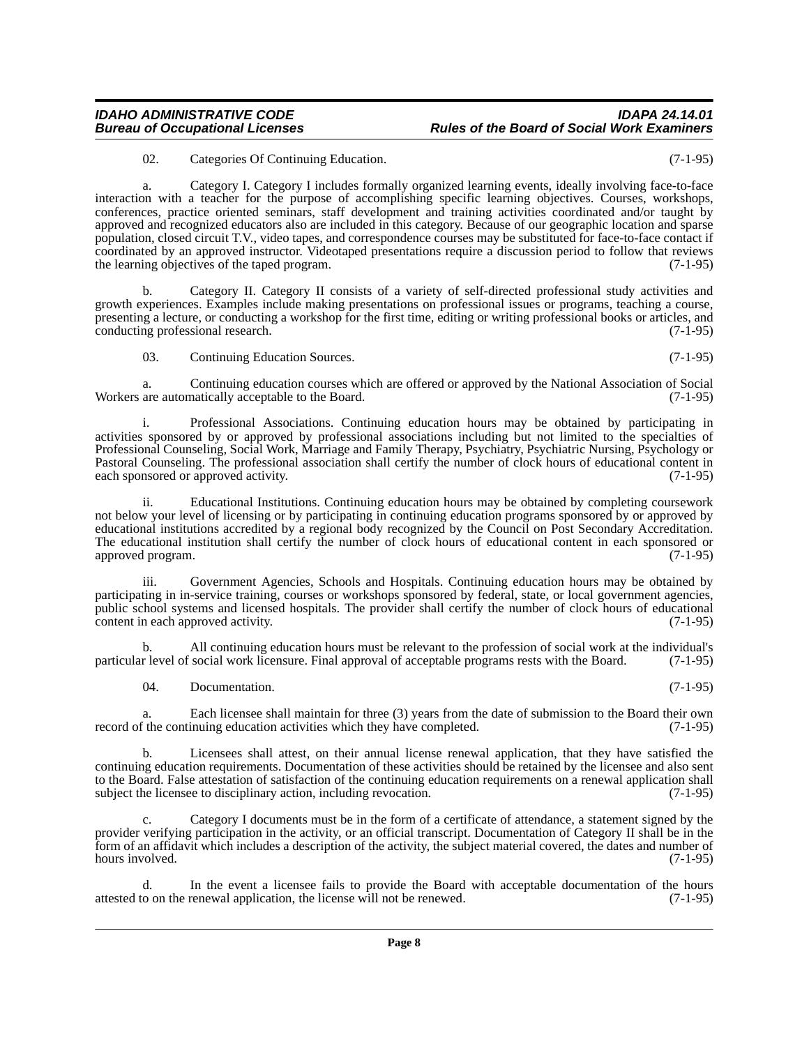02. Categories Of Continuing Education. (7-1-95)

a. Category I. Category I includes formally organized learning events, ideally involving face-to-face interaction with a teacher for the purpose of accomplishing specific learning objectives. Courses, workshops, conferences, practice oriented seminars, staff development and training activities coordinated and/or taught by approved and recognized educators also are included in this category. Because of our geographic location and sparse population, closed circuit T.V., video tapes, and correspondence courses may be substituted for face-to-face contact if coordinated by an approved instructor. Videotaped presentations require a discussion period to follow that reviews the learning objectives of the taped program. (7-1-95)

b. Category II. Category II consists of a variety of self-directed professional study activities and growth experiences. Examples include making presentations on professional issues or programs, teaching a course, presenting a lecture, or conducting a workshop for the first time, editing or writing professional books or articles, and conducting professional research. (7-1-95)

03. Continuing Education Sources. (7-1-95)

a. Continuing education courses which are offered or approved by the National Association of Social Workers are automatically acceptable to the Board. (7-1-95)

i. Professional Associations. Continuing education hours may be obtained by participating in activities sponsored by or approved by professional associations including but not limited to the specialties of Professional Counseling, Social Work, Marriage and Family Therapy, Psychiatry, Psychiatric Nursing, Psychology or Pastoral Counseling. The professional association shall certify the number of clock hours of educational content in each sponsored or approved activity. (7-1-95)

ii. Educational Institutions. Continuing education hours may be obtained by completing coursework not below your level of licensing or by participating in continuing education programs sponsored by or approved by educational institutions accredited by a regional body recognized by the Council on Post Secondary Accreditation. The educational institution shall certify the number of clock hours of educational content in each sponsored or approved program. (7-1-95)

iii. Government Agencies, Schools and Hospitals. Continuing education hours may be obtained by participating in in-service training, courses or workshops sponsored by federal, state, or local government agencies, public school systems and licensed hospitals. The provider shall certify the number of clock hours of educational content in each approved activity. (7-1-95)

b. All continuing education hours must be relevant to the profession of social work at the individual's particular level of social work licensure. Final approval of acceptable programs rests with the Board. (7-1-95)

04. Documentation. (7-1-95)

a. Each licensee shall maintain for three (3) years from the date of submission to the Board their own record of the continuing education activities which they have completed. (7-1-95)

b. Licensees shall attest, on their annual license renewal application, that they have satisfied the continuing education requirements. Documentation of these activities should be retained by the licensee and also sent to the Board. False attestation of satisfaction of the continuing education requirements on a renewal application shall subject the licensee to disciplinary action, including revocation. (7-1-95)

c. Category I documents must be in the form of a certificate of attendance, a statement signed by the provider verifying participation in the activity, or an official transcript. Documentation of Category II shall be in the form of an affidavit which includes a description of the activity, the subject material covered, the dates and number of hours involved. (7-1-95)

d. In the event a licensee fails to provide the Board with acceptable documentation of the hours attested to on the renewal application, the license will not be renewed. (7-1-95)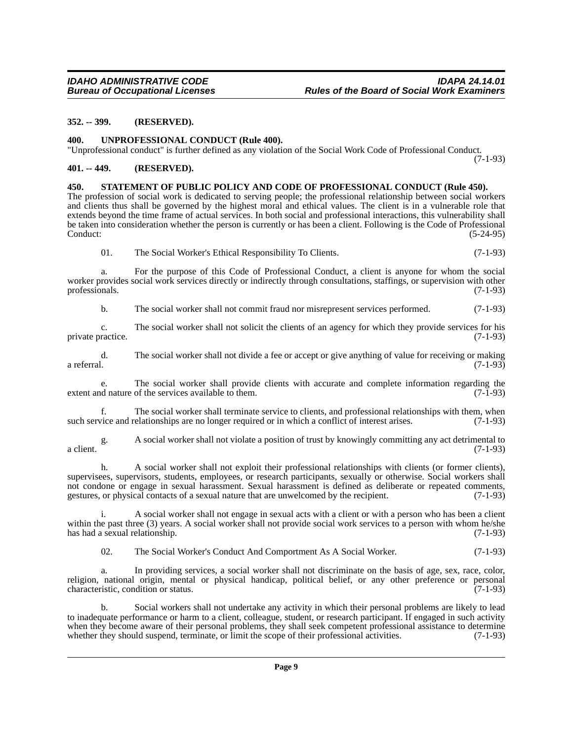### 352. -- 399. (RESERVED).

### 400. UNPROFESSIONAL CONDUCT (Rule 400).

"Unprofessional conduct" is further defined as any violation of the Social Work Code of Professional Conduct. (7-1-93)

### 401. -- 449. (RESERVED).

### 450. STATEMENT OF PUBLIC POLICY AND CODE OF PROFESSIONAL CONDUCT (Rule 450).

The profession of social work is dedicated to serving people; the professional relationship between social workers and clients thus shall be governed by the highest moral and ethical values. The client is in a vulnerable role that extends beyond the time frame of actual services. In both social and professional interactions, this vulnerability shall be taken into consideration whether the person is currently or has been a client. Following is the Code of Professional Conduct: (5-24-95)

01. The Social Worker's Ethical Responsibility To Clients. (7-1-93)

a. For the purpose of this Code of Professional Conduct, a client is anyone for whom the social worker provides social work services directly or indirectly through consultations, staffings, or supervision with other professionals. (7-1-93)

b. The social worker shall not commit fraud nor misrepresent services performed. (7-1-93)

c. The social worker shall not solicit the clients of an agency for which they provide services for his private practice. (7-1-93)

d. The social worker shall not divide a fee or accept or give anything of value for receiving or making a referral. (7-1-93)

e. The social worker shall provide clients with accurate and complete information regarding the extent and nature of the services available to them. (7-1-93)

f. The social worker shall terminate service to clients, and professional relationships with them, when such service and relationships are no longer required or in which a conflict of interest arises. (7-1-93)

g. A social worker shall not violate a position of trust by knowingly committing any act detrimental to a client. (7-1-93)

h. A social worker shall not exploit their professional relationships with clients (or former clients), supervisees, supervisors, students, employees, or research participants, sexually or otherwise. Social workers shall not condone or engage in sexual harassment. Sexual harassment is defined as deliberate or repeated comments, gestures, or physical contacts of a sexual nature that are unwelcomed by the recipient. (7-1-93)

i. A social worker shall not engage in sexual acts with a client or with a person who has been a client within the past three (3) years. A social worker shall not provide social work services to a person with whom he/she has had a sexual relationship. (7-1-93)

02. The Social Worker's Conduct And Comportment As A Social Worker. (7-1-93)

a. In providing services, a social worker shall not discriminate on the basis of age, sex, race, color, religion, national origin, mental or physical handicap, political belief, or any other preference or personal characteristic, condition or status. (7-1-93)

b. Social workers shall not undertake any activity in which their personal problems are likely to lead to inadequate performance or harm to a client, colleague, student, or research participant. If engaged in such activity when they become aware of their personal problems, they shall seek competent professional assistance to determine whether they should suspend, terminate, or limit the scope of their professional activities. (7-1-93)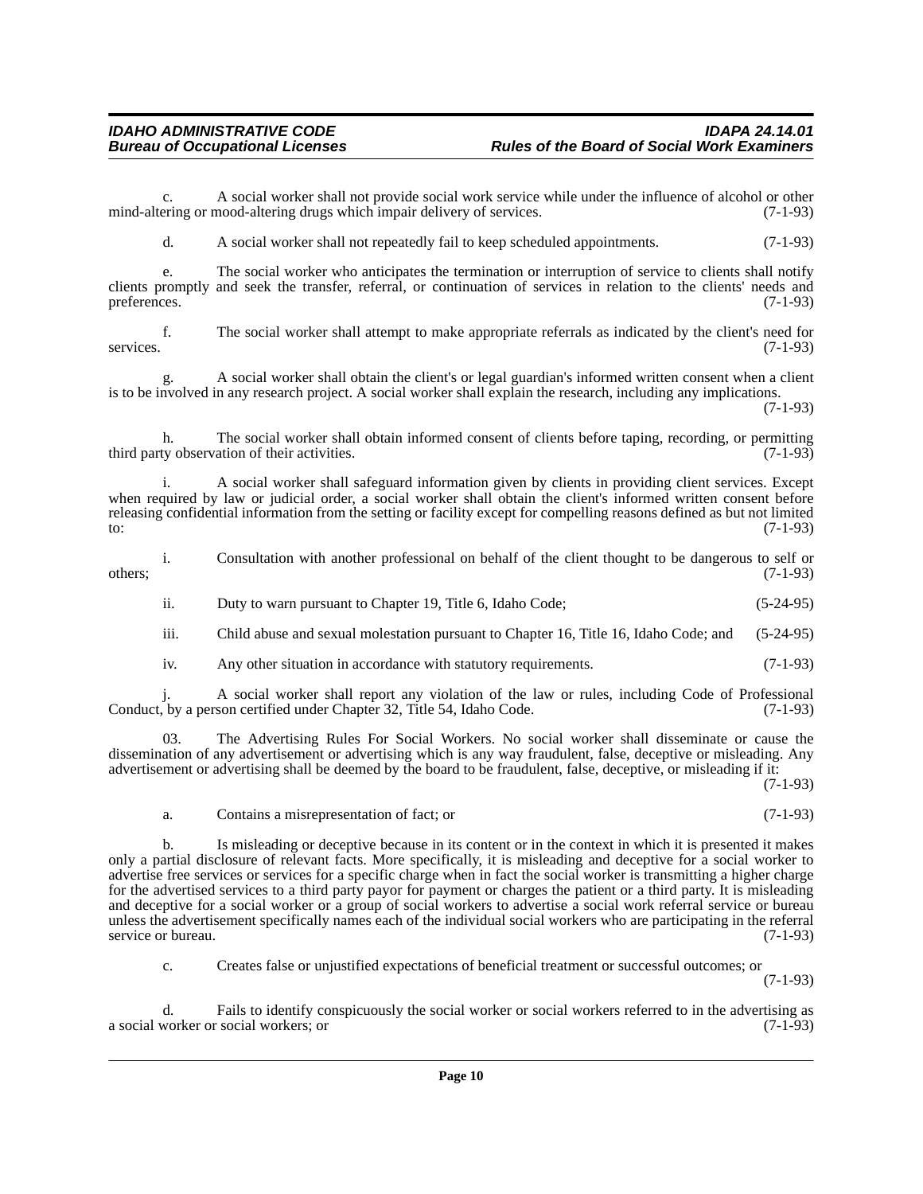c. A social worker shall not provide social work service while under the influence of alcohol or other mind-altering or mood-altering drugs which impair delivery of services. (7-1-93)

d. A social worker shall not repeatedly fail to keep scheduled appointments. (7-1-93)

e. The social worker who anticipates the termination or interruption of service to clients shall notify clients promptly and seek the transfer, referral, or continuation of services in relation to the clients' needs and preferences. (7-1-93)

f. The social worker shall attempt to make appropriate referrals as indicated by the client's need for services. (7-1-93)

g. A social worker shall obtain the client's or legal guardian's informed written consent when a client is to be involved in any research project. A social worker shall explain the research, including any implications. (7-1-93)

h. The social worker shall obtain informed consent of clients before taping, recording, or permitting third party observation of their activities. (7-1-93)

i. A social worker shall safeguard information given by clients in providing client services. Except when required by law or judicial order, a social worker shall obtain the client's informed written consent before releasing confidential information from the setting or facility except for compelling reasons defined as but not limited to: (7-1-93)

i. Consultation with another professional on behalf of the client thought to be dangerous to self or others; (7-1-93)

ii. Duty to warn pursuant to Chapter 19, Title 6, Idaho Code; (5-24-95)

iii. Child abuse and sexual molestation pursuant to Chapter 16, Title 16, Idaho Code; and (5-24-95)

iv. Any other situation in accordance with statutory requirements. (7-1-93)

j. A social worker shall report any violation of the law or rules, including Code of Professional Conduct, by a person certified under Chapter 32, Title 54, Idaho Code. (7-1-93)

03. The Advertising Rules For Social Workers. No social worker shall disseminate or cause the dissemination of any advertisement or advertising which is any way fraudulent, false, deceptive or misleading. Any advertisement or advertising shall be deemed by the board to be fraudulent, false, deceptive, or misleading if it: (7-1-93)

a. Contains a misrepresentation of fact; or (7-1-93)

b. Is misleading or deceptive because in its content or in the context in which it is presented it makes only a partial disclosure of relevant facts. More specifically, it is misleading and deceptive for a social worker to advertise free services or services for a specific charge when in fact the social worker is transmitting a higher charge for the advertised services to a third party payor for payment or charges the patient or a third party. It is misleading and deceptive for a social worker or a group of social workers to advertise a social work referral service or bureau unless the advertisement specifically names each of the individual social workers who are participating in the referral service or bureau. (7-1-93)

c. Creates false or unjustified expectations of beneficial treatment or successful outcomes; or (7-1-93)

d. Fails to identify conspicuously the social worker or social workers referred to in the advertising as a social worker or social workers; or (7-1-93)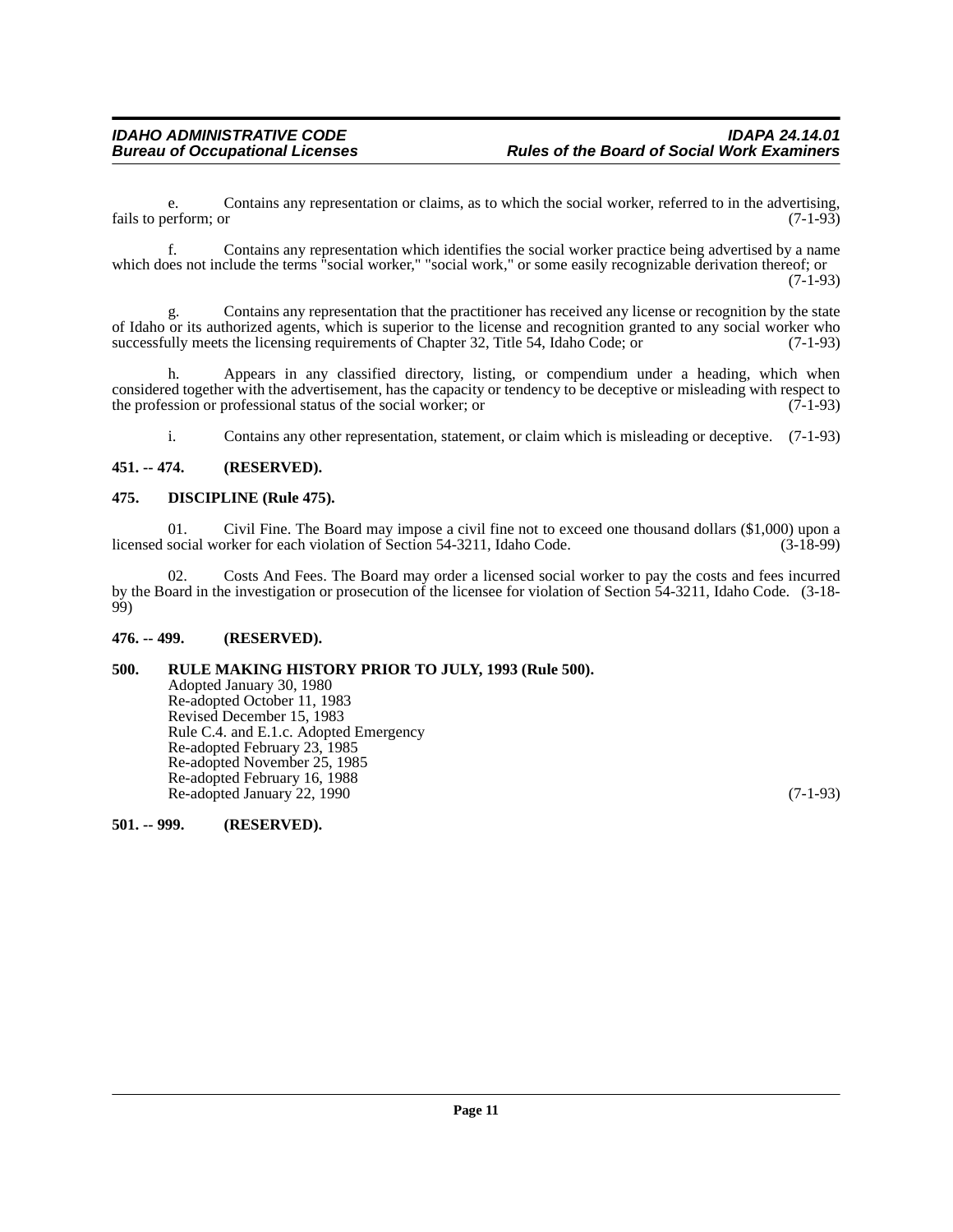e. Contains any representation or claims, as to which the social worker, referred to in the advertising, fails to perform; or (7-1-93)

f. Contains any representation which identifies the social worker practice being advertised by a name which does not include the terms "social worker," "social work," or some easily recognizable derivation thereof; or (7-1-93)

g. Contains any representation that the practitioner has received any license or recognition by the state of Idaho or its authorized agents, which is superior to the license and recognition granted to any social worker who successfully meets the licensing requirements of Chapter 32, Title 54, Idaho Code; or (7-1-93)

h. Appears in any classified directory, listing, or compendium under a heading, which when considered together with the advertisement, has the capacity or tendency to be deceptive or misleading with respect to the profession or professional status of the social worker; or (7-1-93)

i. Contains any other representation, statement, or claim which is misleading or deceptive. (7-1-93)

**451. -- 474. (RESERVED).**

**475. DISCIPLINE (Rule 475).**

01. Civil Fine. The Board may impose a civil fine not to exceed one thousand dollars ($1,000) upon a licensed social worker for each violation of Section 54-3211, Idaho Code. (3-18-99)

02. Costs And Fees. The Board may order a licensed social worker to pay the costs and fees incurred by the Board in the investigation or prosecution of the licensee for violation of Section 54-3211, Idaho Code. (3-18-99)

**476. -- 499. (RESERVED).**

**500. RULE MAKING HISTORY PRIOR TO JULY, 1993 (Rule 500).**

Adopted January 30, 1980
Re-adopted October 11, 1983
Revised December 15, 1983
Rule C.4. and E.1.c. Adopted Emergency
Re-adopted February 23, 1985
Re-adopted November 25, 1985
Re-adopted February 16, 1988
Re-adopted January 22, 1990 (7-1-93)

**501. -- 999. (RESERVED).**